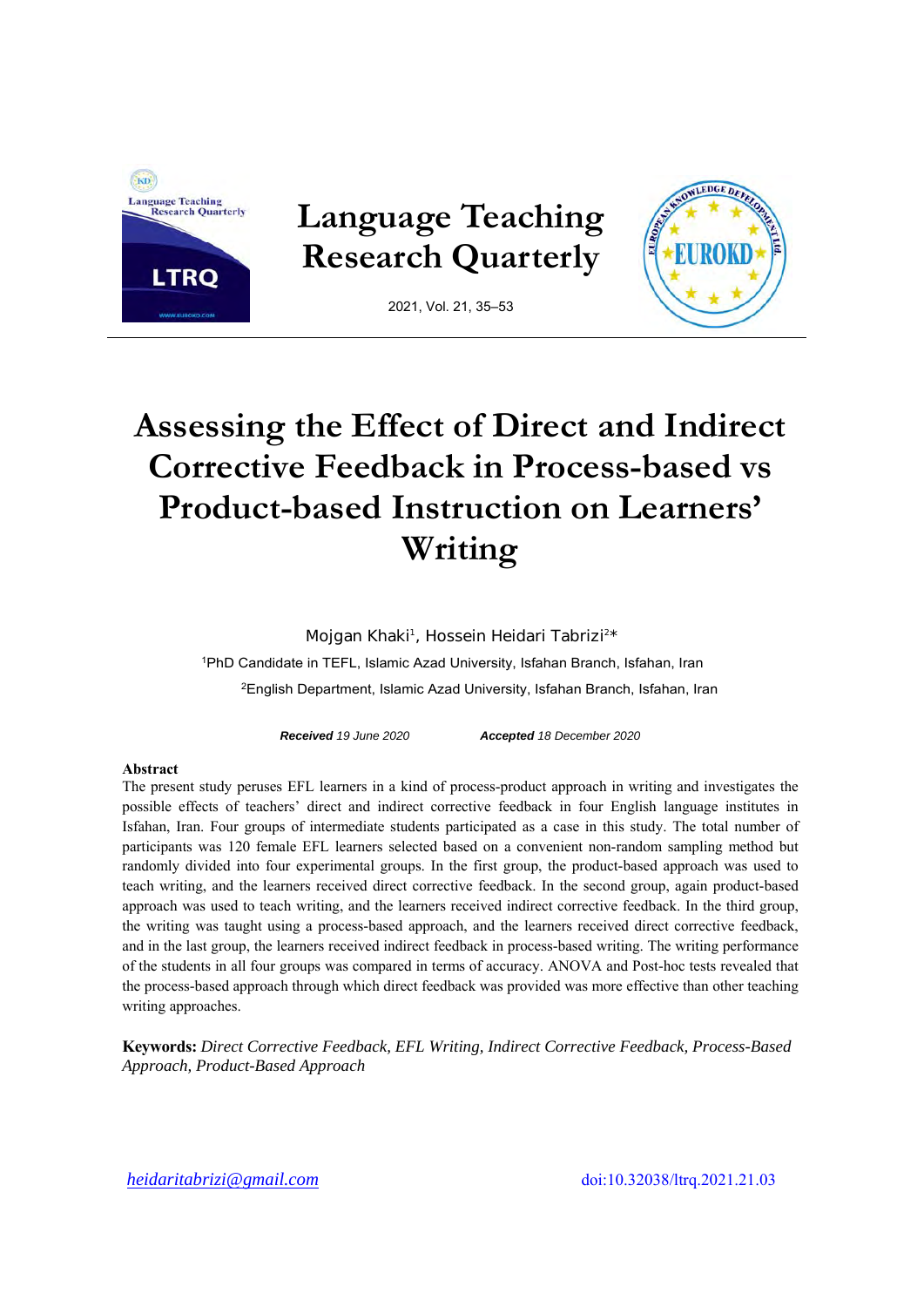# Assessing the Effect of Direct and Indirect Corrective Feedback in Process-based vs Product-based Instruction on Learners' Writing

Mojgan Khaki[1], Hossein Heidari Tabrizi[2*]

[1]PhD Candidate in TEFL, Islamic Azad University, Isfahan Branch, Isfahan, Iran

[2]English Department, Islamic Azad University, Isfahan Branch, Isfahan, Iran

***Received*** *19 June 2020* ***Accepted*** *18 December 2020*

## Abstract

The present study peruses EFL learners in a kind of process-product approach in writing and investigates the possible effects of teachers' direct and indirect corrective feedback in four English language institutes in Isfahan, Iran. Four groups of intermediate students participated as a case in this study. The total number of participants was 120 female EFL learners selected based on a convenient non-random sampling method but randomly divided into four experimental groups. In the first group, the product-based approach was used to teach writing, and the learners received direct corrective feedback. In the second group, again product-based approach was used to teach writing, and the learners received indirect corrective feedback. In the third group, the writing was taught using a process-based approach, and the learners received direct corrective feedback, and in the last group, the learners received indirect feedback in process-based writing. The writing performance of the students in all four groups was compared in terms of accuracy. ANOVA and Post-hoc tests revealed that the process-based approach through which direct feedback was provided was more effective than other teaching writing approaches.

**Keywords:** *Direct Corrective Feedback, EFL Writing, Indirect Corrective Feedback, Process-Based Approach, Product-Based Approach*

*heidaritabrizi@gmail.com* doi:10.32038/ltrq.2021.21.03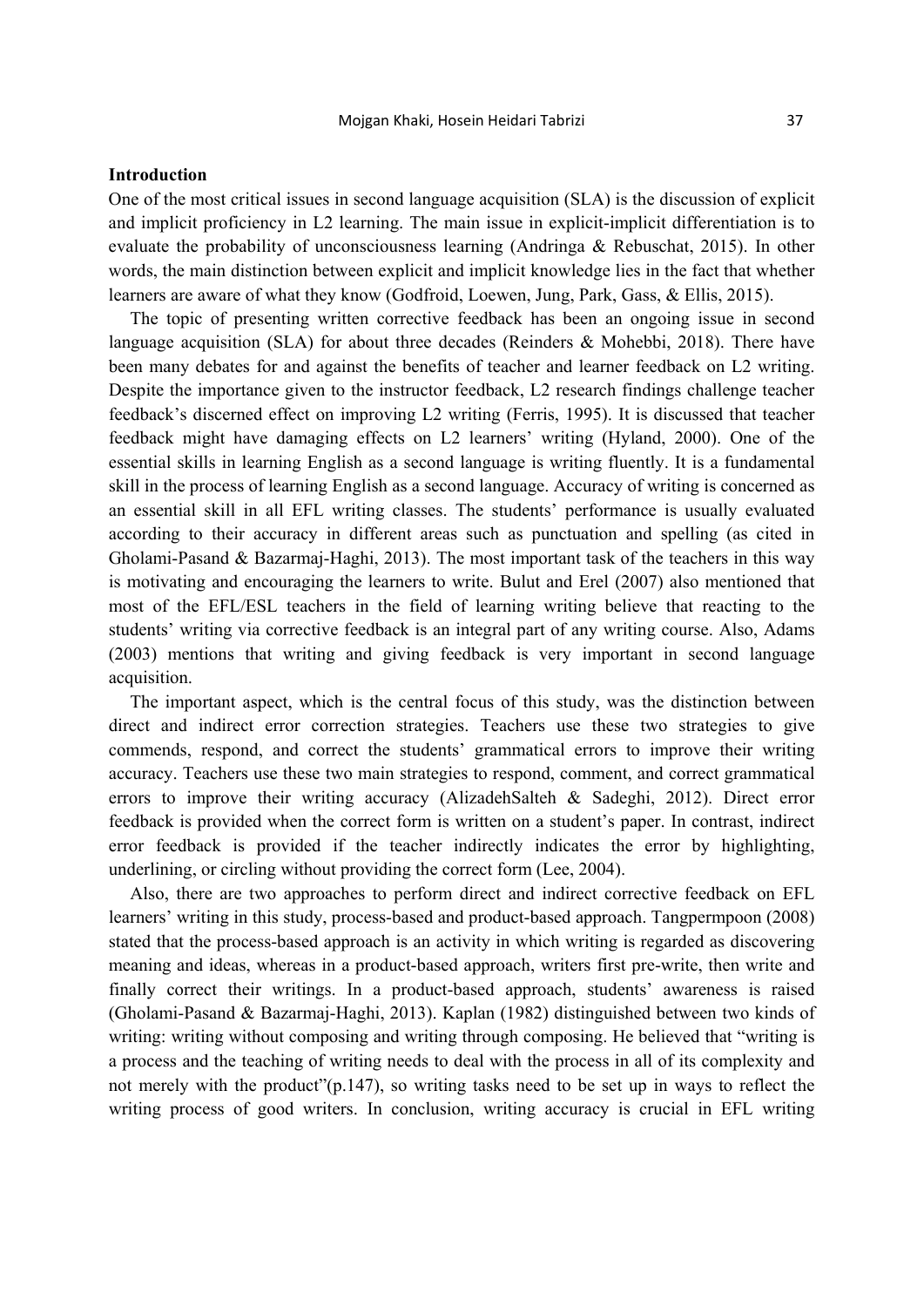## Introduction

One of the most critical issues in second language acquisition (SLA) is the discussion of explicit and implicit proficiency in L2 learning. The main issue in explicit-implicit differentiation is to evaluate the probability of unconsciousness learning (Andringa & Rebuschat, 2015). In other words, the main distinction between explicit and implicit knowledge lies in the fact that whether learners are aware of what they know (Godfroid, Loewen, Jung, Park, Gass, & Ellis, 2015).

The topic of presenting written corrective feedback has been an ongoing issue in second language acquisition (SLA) for about three decades (Reinders & Mohebbi, 2018). There have been many debates for and against the benefits of teacher and learner feedback on L2 writing. Despite the importance given to the instructor feedback, L2 research findings challenge teacher feedback's discerned effect on improving L2 writing (Ferris, 1995). It is discussed that teacher feedback might have damaging effects on L2 learners' writing (Hyland, 2000). One of the essential skills in learning English as a second language is writing fluently. It is a fundamental skill in the process of learning English as a second language. Accuracy of writing is concerned as an essential skill in all EFL writing classes. The students' performance is usually evaluated according to their accuracy in different areas such as punctuation and spelling (as cited in Gholami-Pasand & Bazarmaj-Haghi, 2013). The most important task of the teachers in this way is motivating and encouraging the learners to write. Bulut and Erel (2007) also mentioned that most of the EFL/ESL teachers in the field of learning writing believe that reacting to the students' writing via corrective feedback is an integral part of any writing course. Also, Adams (2003) mentions that writing and giving feedback is very important in second language acquisition.

The important aspect, which is the central focus of this study, was the distinction between direct and indirect error correction strategies. Teachers use these two strategies to give commends, respond, and correct the students' grammatical errors to improve their writing accuracy. Teachers use these two main strategies to respond, comment, and correct grammatical errors to improve their writing accuracy (AlizadehSalteh & Sadeghi, 2012). Direct error feedback is provided when the correct form is written on a student's paper. In contrast, indirect error feedback is provided if the teacher indirectly indicates the error by highlighting, underlining, or circling without providing the correct form (Lee, 2004).

Also, there are two approaches to perform direct and indirect corrective feedback on EFL learners' writing in this study, process-based and product-based approach. Tangpermpoon (2008) stated that the process-based approach is an activity in which writing is regarded as discovering meaning and ideas, whereas in a product-based approach, writers first pre-write, then write and finally correct their writings. In a product-based approach, students' awareness is raised (Gholami-Pasand & Bazarmaj-Haghi, 2013). Kaplan (1982) distinguished between two kinds of writing: writing without composing and writing through composing. He believed that "writing is a process and the teaching of writing needs to deal with the process in all of its complexity and not merely with the product"(p.147), so writing tasks need to be set up in ways to reflect the writing process of good writers. In conclusion, writing accuracy is crucial in EFL writing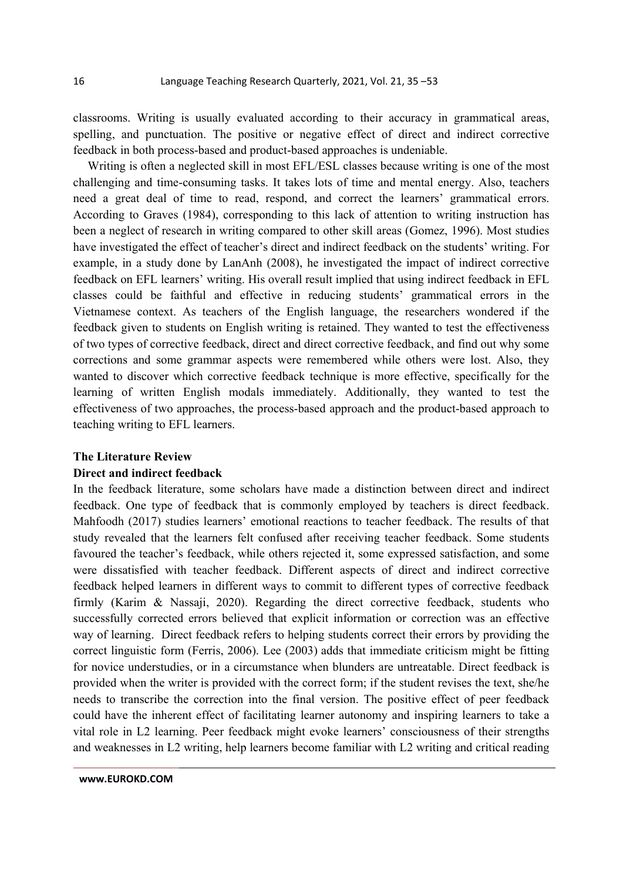classrooms. Writing is usually evaluated according to their accuracy in grammatical areas, spelling, and punctuation. The positive or negative effect of direct and indirect corrective feedback in both process-based and product-based approaches is undeniable.

Writing is often a neglected skill in most EFL/ESL classes because writing is one of the most challenging and time-consuming tasks. It takes lots of time and mental energy. Also, teachers need a great deal of time to read, respond, and correct the learners' grammatical errors. According to Graves (1984), corresponding to this lack of attention to writing instruction has been a neglect of research in writing compared to other skill areas (Gomez, 1996). Most studies have investigated the effect of teacher's direct and indirect feedback on the students' writing. For example, in a study done by LanAnh (2008), he investigated the impact of indirect corrective feedback on EFL learners' writing. His overall result implied that using indirect feedback in EFL classes could be faithful and effective in reducing students' grammatical errors in the Vietnamese context. As teachers of the English language, the researchers wondered if the feedback given to students on English writing is retained. They wanted to test the effectiveness of two types of corrective feedback, direct and direct corrective feedback, and find out why some corrections and some grammar aspects were remembered while others were lost. Also, they wanted to discover which corrective feedback technique is more effective, specifically for the learning of written English modals immediately. Additionally, they wanted to test the effectiveness of two approaches, the process-based approach and the product-based approach to teaching writing to EFL learners.

## The Literature Review

### Direct and indirect feedback

In the feedback literature, some scholars have made a distinction between direct and indirect feedback. One type of feedback that is commonly employed by teachers is direct feedback. Mahfoodh (2017) studies learners' emotional reactions to teacher feedback. The results of that study revealed that the learners felt confused after receiving teacher feedback. Some students favoured the teacher's feedback, while others rejected it, some expressed satisfaction, and some were dissatisfied with teacher feedback. Different aspects of direct and indirect corrective feedback helped learners in different ways to commit to different types of corrective feedback firmly (Karim & Nassaji, 2020). Regarding the direct corrective feedback, students who successfully corrected errors believed that explicit information or correction was an effective way of learning. Direct feedback refers to helping students correct their errors by providing the correct linguistic form (Ferris, 2006). Lee (2003) adds that immediate criticism might be fitting for novice understudies, or in a circumstance when blunders are untreatable. Direct feedback is provided when the writer is provided with the correct form; if the student revises the text, she/he needs to transcribe the correction into the final version. The positive effect of peer feedback could have the inherent effect of facilitating learner autonomy and inspiring learners to take a vital role in L2 learning. Peer feedback might evoke learners' consciousness of their strengths and weaknesses in L2 writing, help learners become familiar with L2 writing and critical reading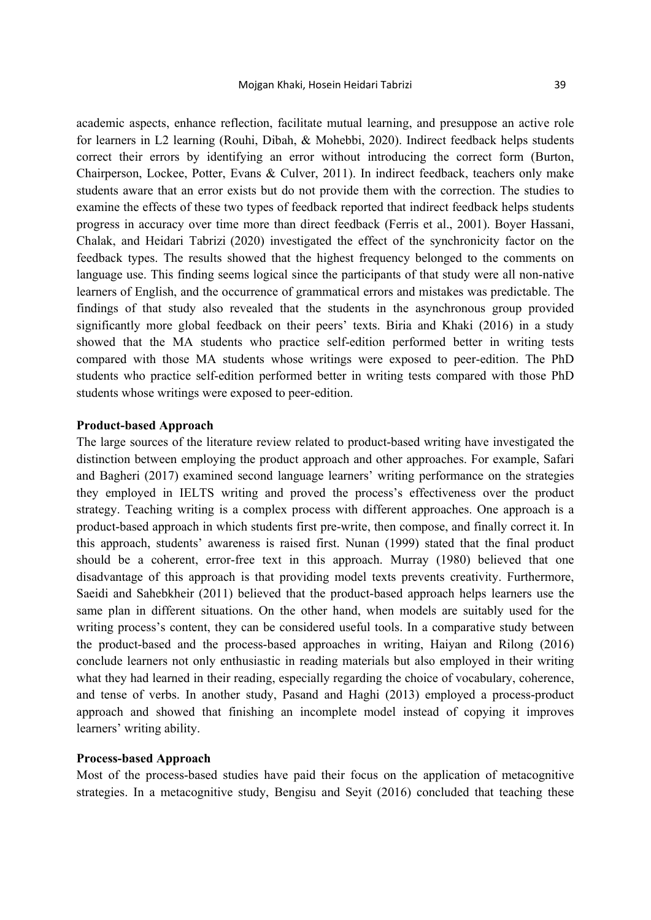academic aspects, enhance reflection, facilitate mutual learning, and presuppose an active role for learners in L2 learning (Rouhi, Dibah, & Mohebbi, 2020). Indirect feedback helps students correct their errors by identifying an error without introducing the correct form (Burton, Chairperson, Lockee, Potter, Evans & Culver, 2011). In indirect feedback, teachers only make students aware that an error exists but do not provide them with the correction. The studies to examine the effects of these two types of feedback reported that indirect feedback helps students progress in accuracy over time more than direct feedback (Ferris et al., 2001). Boyer Hassani, Chalak, and Heidari Tabrizi (2020) investigated the effect of the synchronicity factor on the feedback types. The results showed that the highest frequency belonged to the comments on language use. This finding seems logical since the participants of that study were all non-native learners of English, and the occurrence of grammatical errors and mistakes was predictable. The findings of that study also revealed that the students in the asynchronous group provided significantly more global feedback on their peers' texts. Biria and Khaki (2016) in a study showed that the MA students who practice self-edition performed better in writing tests compared with those MA students whose writings were exposed to peer-edition. The PhD students who practice self-edition performed better in writing tests compared with those PhD students whose writings were exposed to peer-edition.

**Product-based Approach**

The large sources of the literature review related to product-based writing have investigated the distinction between employing the product approach and other approaches. For example, Safari and Bagheri (2017) examined second language learners' writing performance on the strategies they employed in IELTS writing and proved the process's effectiveness over the product strategy. Teaching writing is a complex process with different approaches. One approach is a product-based approach in which students first pre-write, then compose, and finally correct it. In this approach, students' awareness is raised first. Nunan (1999) stated that the final product should be a coherent, error-free text in this approach. Murray (1980) believed that one disadvantage of this approach is that providing model texts prevents creativity. Furthermore, Saeidi and Sahebkheir (2011) believed that the product-based approach helps learners use the same plan in different situations. On the other hand, when models are suitably used for the writing process's content, they can be considered useful tools. In a comparative study between the product-based and the process-based approaches in writing, Haiyan and Rilong (2016) conclude learners not only enthusiastic in reading materials but also employed in their writing what they had learned in their reading, especially regarding the choice of vocabulary, coherence, and tense of verbs. In another study, Pasand and Haghi (2013) employed a process-product approach and showed that finishing an incomplete model instead of copying it improves learners' writing ability.

**Process-based Approach**

Most of the process-based studies have paid their focus on the application of metacognitive strategies. In a metacognitive study, Bengisu and Seyit (2016) concluded that teaching these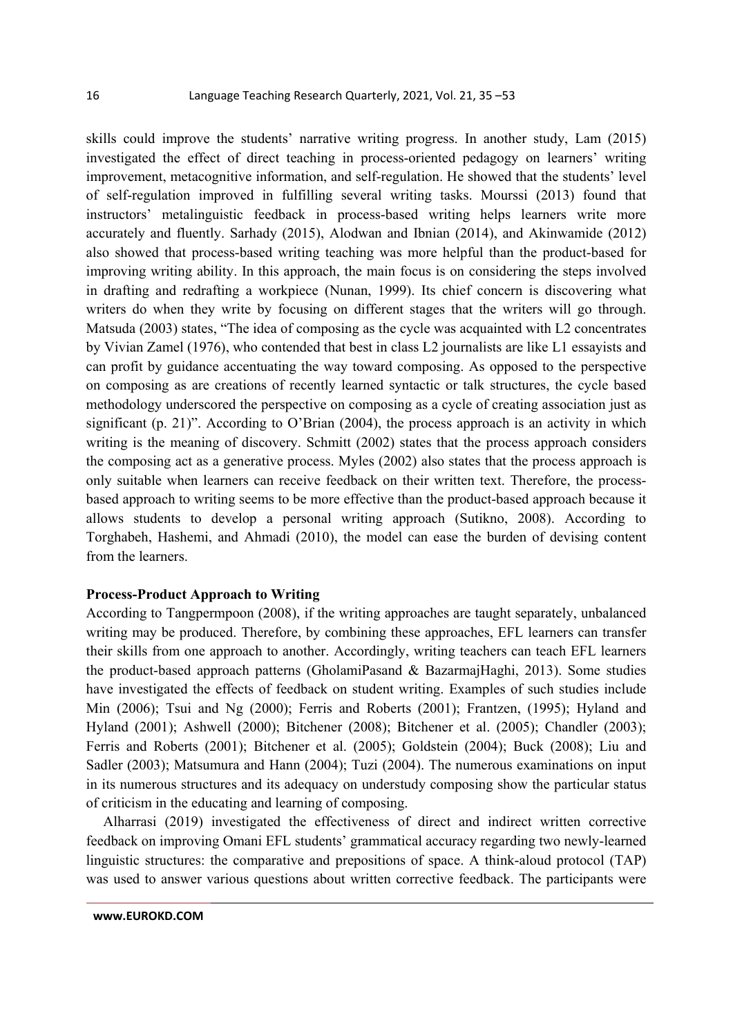skills could improve the students' narrative writing progress. In another study, Lam (2015) investigated the effect of direct teaching in process-oriented pedagogy on learners' writing improvement, metacognitive information, and self-regulation. He showed that the students' level of self-regulation improved in fulfilling several writing tasks. Mourssi (2013) found that instructors' metalinguistic feedback in process-based writing helps learners write more accurately and fluently. Sarhady (2015), Alodwan and Ibnian (2014), and Akinwamide (2012) also showed that process-based writing teaching was more helpful than the product-based for improving writing ability. In this approach, the main focus is on considering the steps involved in drafting and redrafting a workpiece (Nunan, 1999). Its chief concern is discovering what writers do when they write by focusing on different stages that the writers will go through. Matsuda (2003) states, "The idea of composing as the cycle was acquainted with L2 concentrates by Vivian Zamel (1976), who contended that best in class L2 journalists are like L1 essayists and can profit by guidance accentuating the way toward composing. As opposed to the perspective on composing as are creations of recently learned syntactic or talk structures, the cycle based methodology underscored the perspective on composing as a cycle of creating association just as significant (p. 21)". According to O'Brian (2004), the process approach is an activity in which writing is the meaning of discovery. Schmitt (2002) states that the process approach considers the composing act as a generative process. Myles (2002) also states that the process approach is only suitable when learners can receive feedback on their written text. Therefore, the process-based approach to writing seems to be more effective than the product-based approach because it allows students to develop a personal writing approach (Sutikno, 2008). According to Torghabeh, Hashemi, and Ahmadi (2010), the model can ease the burden of devising content from the learners.

**Process-Product Approach to Writing**

According to Tangpermpoon (2008), if the writing approaches are taught separately, unbalanced writing may be produced. Therefore, by combining these approaches, EFL learners can transfer their skills from one approach to another. Accordingly, writing teachers can teach EFL learners the product-based approach patterns (GholamiPasand & BazarmajHaghi, 2013). Some studies have investigated the effects of feedback on student writing. Examples of such studies include Min (2006); Tsui and Ng (2000); Ferris and Roberts (2001); Frantzen, (1995); Hyland and Hyland (2001); Ashwell (2000); Bitchener (2008); Bitchener et al. (2005); Chandler (2003); Ferris and Roberts (2001); Bitchener et al. (2005); Goldstein (2004); Buck (2008); Liu and Sadler (2003); Matsumura and Hann (2004); Tuzi (2004). The numerous examinations on input in its numerous structures and its adequacy on understudy composing show the particular status of criticism in the educating and learning of composing.

Alharrasi (2019) investigated the effectiveness of direct and indirect written corrective feedback on improving Omani EFL students' grammatical accuracy regarding two newly-learned linguistic structures: the comparative and prepositions of space. A think-aloud protocol (TAP) was used to answer various questions about written corrective feedback. The participants were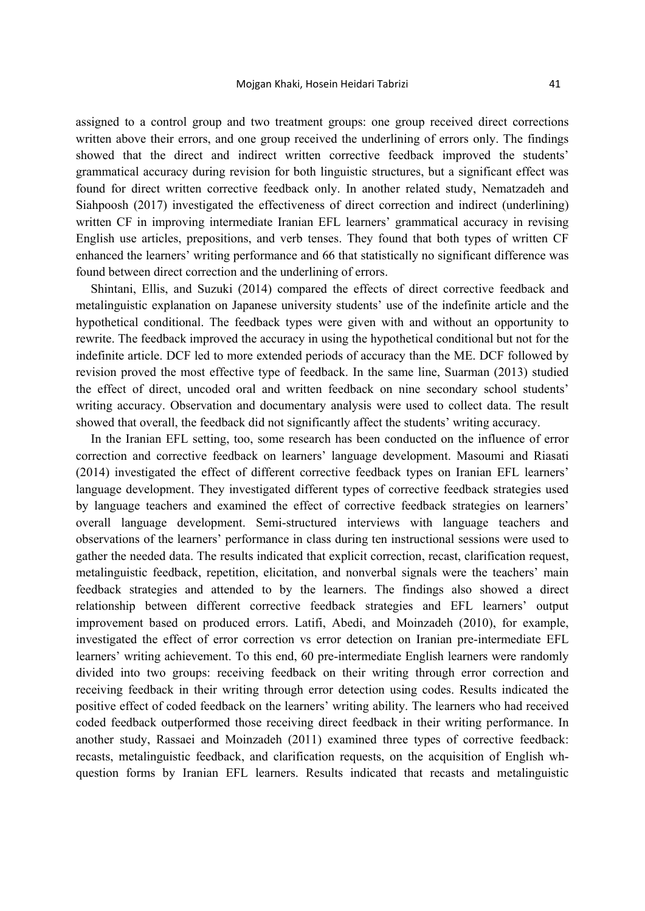assigned to a control group and two treatment groups: one group received direct corrections written above their errors, and one group received the underlining of errors only. The findings showed that the direct and indirect written corrective feedback improved the students' grammatical accuracy during revision for both linguistic structures, but a significant effect was found for direct written corrective feedback only. In another related study, Nematzadeh and Siahpoosh (2017) investigated the effectiveness of direct correction and indirect (underlining) written CF in improving intermediate Iranian EFL learners' grammatical accuracy in revising English use articles, prepositions, and verb tenses. They found that both types of written CF enhanced the learners' writing performance and 66 that statistically no significant difference was found between direct correction and the underlining of errors.

Shintani, Ellis, and Suzuki (2014) compared the effects of direct corrective feedback and metalinguistic explanation on Japanese university students' use of the indefinite article and the hypothetical conditional. The feedback types were given with and without an opportunity to rewrite. The feedback improved the accuracy in using the hypothetical conditional but not for the indefinite article. DCF led to more extended periods of accuracy than the ME. DCF followed by revision proved the most effective type of feedback. In the same line, Suarman (2013) studied the effect of direct, uncoded oral and written feedback on nine secondary school students' writing accuracy. Observation and documentary analysis were used to collect data. The result showed that overall, the feedback did not significantly affect the students' writing accuracy.

In the Iranian EFL setting, too, some research has been conducted on the influence of error correction and corrective feedback on learners' language development. Masoumi and Riasati (2014) investigated the effect of different corrective feedback types on Iranian EFL learners' language development. They investigated different types of corrective feedback strategies used by language teachers and examined the effect of corrective feedback strategies on learners' overall language development. Semi-structured interviews with language teachers and observations of the learners' performance in class during ten instructional sessions were used to gather the needed data. The results indicated that explicit correction, recast, clarification request, metalinguistic feedback, repetition, elicitation, and nonverbal signals were the teachers' main feedback strategies and attended to by the learners. The findings also showed a direct relationship between different corrective feedback strategies and EFL learners' output improvement based on produced errors. Latifi, Abedi, and Moinzadeh (2010), for example, investigated the effect of error correction vs error detection on Iranian pre-intermediate EFL learners' writing achievement. To this end, 60 pre-intermediate English learners were randomly divided into two groups: receiving feedback on their writing through error correction and receiving feedback in their writing through error detection using codes. Results indicated the positive effect of coded feedback on the learners' writing ability. The learners who had received coded feedback outperformed those receiving direct feedback in their writing performance. In another study, Rassaei and Moinzadeh (2011) examined three types of corrective feedback: recasts, metalinguistic feedback, and clarification requests, on the acquisition of English wh-question forms by Iranian EFL learners. Results indicated that recasts and metalinguistic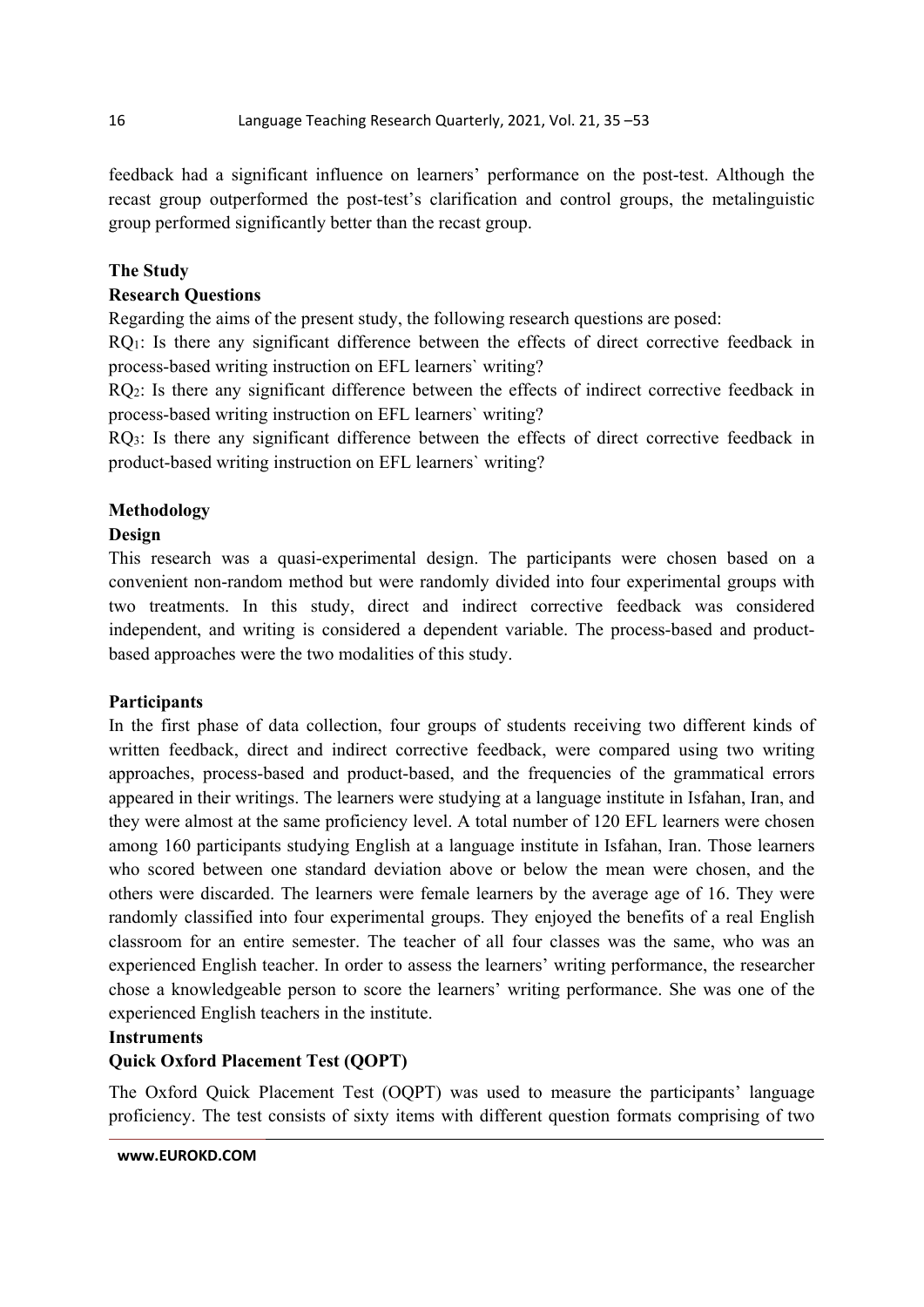feedback had a significant influence on learners' performance on the post-test. Although the recast group outperformed the post-test's clarification and control groups, the metalinguistic group performed significantly better than the recast group.

## The Study

### Research Questions

Regarding the aims of the present study, the following research questions are posed:

$RQ_1$: Is there any significant difference between the effects of direct corrective feedback in process-based writing instruction on EFL learners` writing?

$RQ_2$: Is there any significant difference between the effects of indirect corrective feedback in process-based writing instruction on EFL learners` writing?

$RQ_3$: Is there any significant difference between the effects of direct corrective feedback in product-based writing instruction on EFL learners` writing?

## Methodology

### Design

This research was a quasi-experimental design. The participants were chosen based on a convenient non-random method but were randomly divided into four experimental groups with two treatments. In this study, direct and indirect corrective feedback was considered independent, and writing is considered a dependent variable. The process-based and product-based approaches were the two modalities of this study.

### Participants

In the first phase of data collection, four groups of students receiving two different kinds of written feedback, direct and indirect corrective feedback, were compared using two writing approaches, process-based and product-based, and the frequencies of the grammatical errors appeared in their writings. The learners were studying at a language institute in Isfahan, Iran, and they were almost at the same proficiency level. A total number of 120 EFL learners were chosen among 160 participants studying English at a language institute in Isfahan, Iran. Those learners who scored between one standard deviation above or below the mean were chosen, and the others were discarded. The learners were female learners by the average age of 16. They were randomly classified into four experimental groups. They enjoyed the benefits of a real English classroom for an entire semester. The teacher of all four classes was the same, who was an experienced English teacher. In order to assess the learners' writing performance, the researcher chose a knowledgeable person to score the learners' writing performance. She was one of the experienced English teachers in the institute.

### Instruments

#### Quick Oxford Placement Test (QOPT)

The Oxford Quick Placement Test (OQPT) was used to measure the participants' language proficiency. The test consists of sixty items with different question formats comprising of two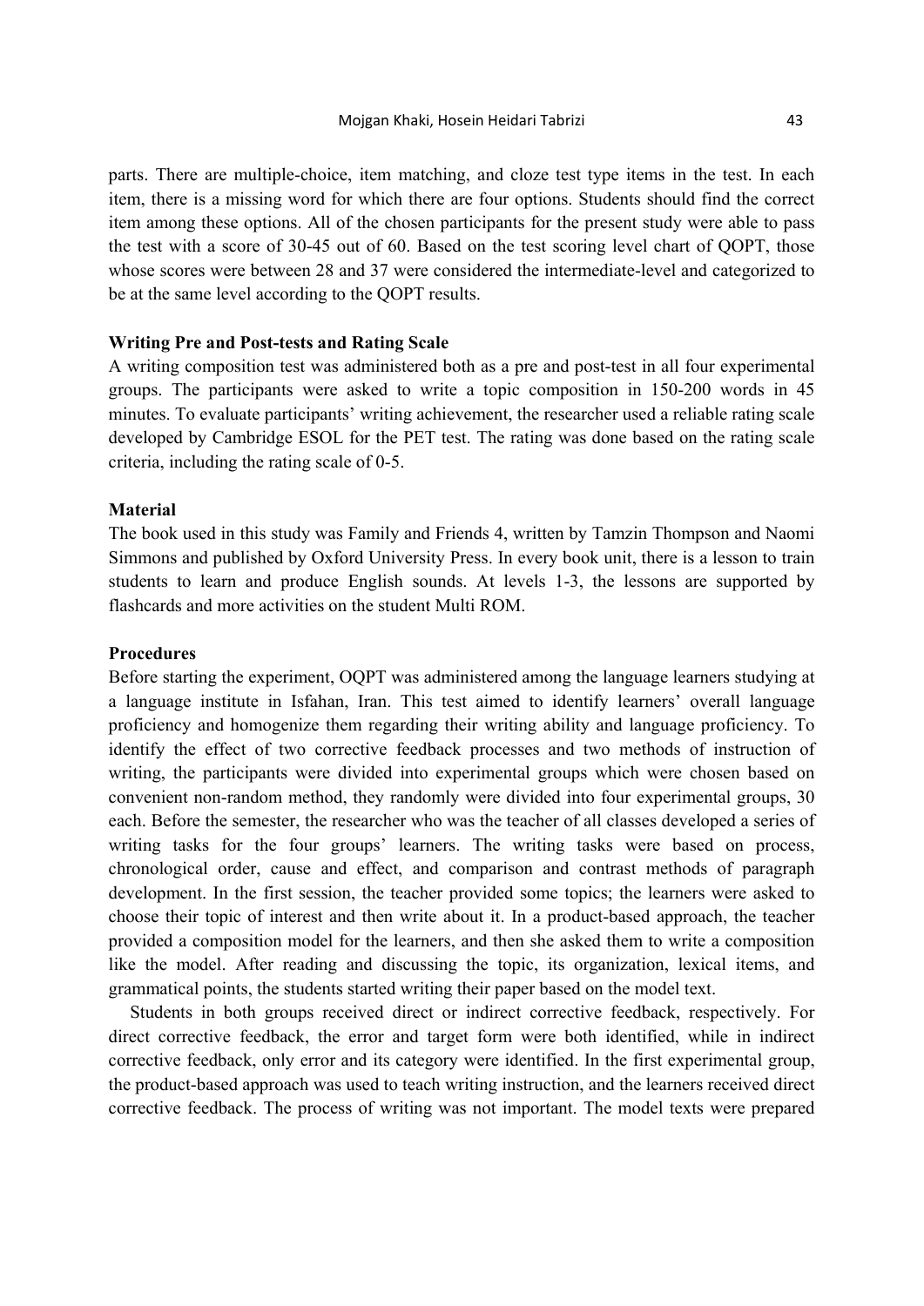parts. There are multiple-choice, item matching, and cloze test type items in the test. In each item, there is a missing word for which there are four options. Students should find the correct item among these options. All of the chosen participants for the present study were able to pass the test with a score of 30-45 out of 60. Based on the test scoring level chart of QOPT, those whose scores were between 28 and 37 were considered the intermediate-level and categorized to be at the same level according to the QOPT results.

**Writing Pre and Post-tests and Rating Scale**

A writing composition test was administered both as a pre and post-test in all four experimental groups. The participants were asked to write a topic composition in 150-200 words in 45 minutes. To evaluate participants' writing achievement, the researcher used a reliable rating scale developed by Cambridge ESOL for the PET test. The rating was done based on the rating scale criteria, including the rating scale of 0-5.

**Material**

The book used in this study was Family and Friends 4, written by Tamzin Thompson and Naomi Simmons and published by Oxford University Press. In every book unit, there is a lesson to train students to learn and produce English sounds. At levels 1-3, the lessons are supported by flashcards and more activities on the student Multi ROM.

**Procedures**

Before starting the experiment, OQPT was administered among the language learners studying at a language institute in Isfahan, Iran. This test aimed to identify learners' overall language proficiency and homogenize them regarding their writing ability and language proficiency. To identify the effect of two corrective feedback processes and two methods of instruction of writing, the participants were divided into experimental groups which were chosen based on convenient non-random method, they randomly were divided into four experimental groups, 30 each. Before the semester, the researcher who was the teacher of all classes developed a series of writing tasks for the four groups' learners. The writing tasks were based on process, chronological order, cause and effect, and comparison and contrast methods of paragraph development. In the first session, the teacher provided some topics; the learners were asked to choose their topic of interest and then write about it. In a product-based approach, the teacher provided a composition model for the learners, and then she asked them to write a composition like the model. After reading and discussing the topic, its organization, lexical items, and grammatical points, the students started writing their paper based on the model text.

Students in both groups received direct or indirect corrective feedback, respectively. For direct corrective feedback, the error and target form were both identified, while in indirect corrective feedback, only error and its category were identified. In the first experimental group, the product-based approach was used to teach writing instruction, and the learners received direct corrective feedback. The process of writing was not important. The model texts were prepared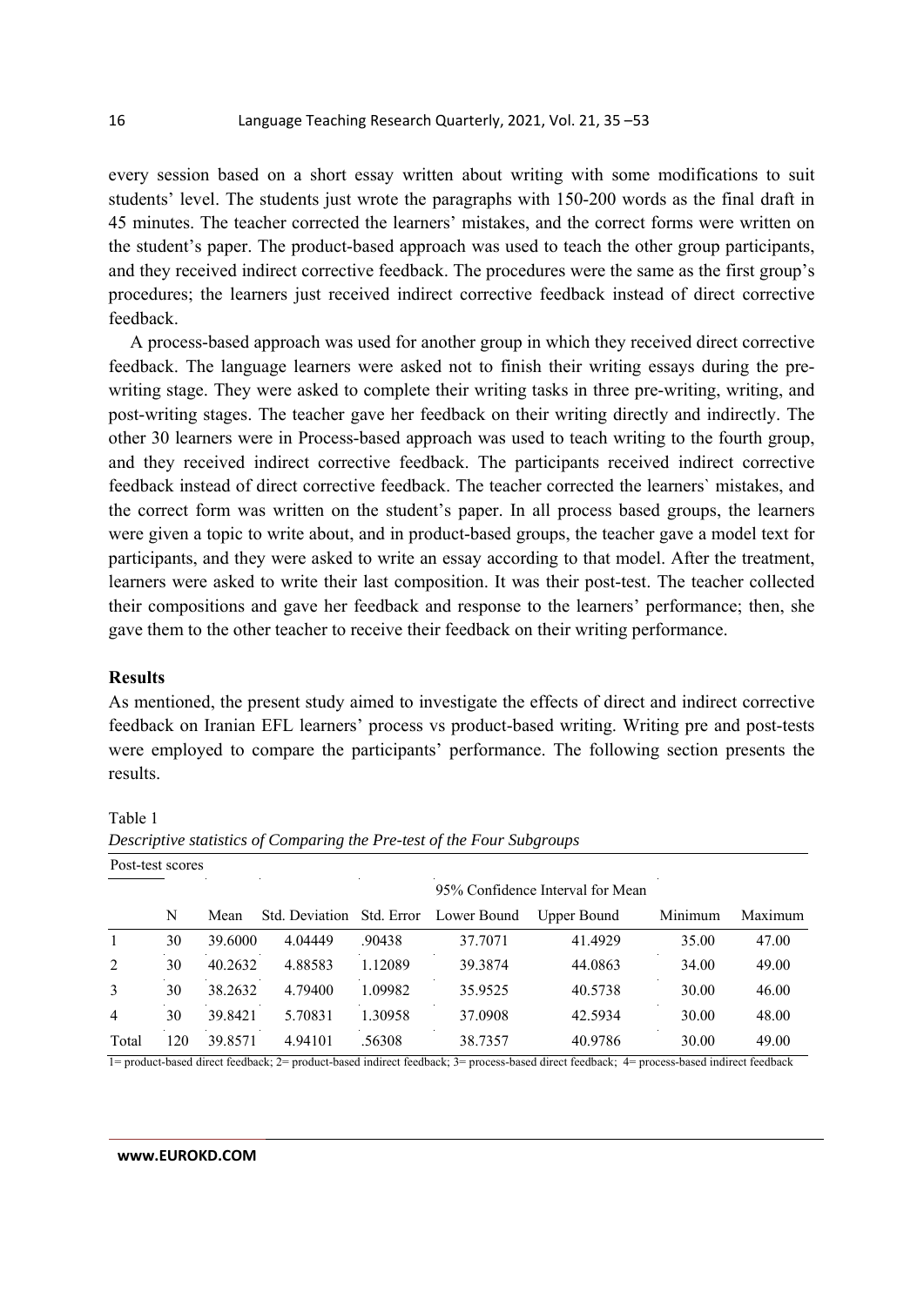every session based on a short essay written about writing with some modifications to suit students' level. The students just wrote the paragraphs with 150-200 words as the final draft in 45 minutes. The teacher corrected the learners' mistakes, and the correct forms were written on the student's paper. The product-based approach was used to teach the other group participants, and they received indirect corrective feedback. The procedures were the same as the first group's procedures; the learners just received indirect corrective feedback instead of direct corrective feedback.

A process-based approach was used for another group in which they received direct corrective feedback. The language learners were asked not to finish their writing essays during the pre-writing stage. They were asked to complete their writing tasks in three pre-writing, writing, and post-writing stages. The teacher gave her feedback on their writing directly and indirectly. The other 30 learners were in Process-based approach was used to teach writing to the fourth group, and they received indirect corrective feedback. The participants received indirect corrective feedback instead of direct corrective feedback. The teacher corrected the learners` mistakes, and the correct form was written on the student's paper. In all process based groups, the learners were given a topic to write about, and in product-based groups, the teacher gave a model text for participants, and they were asked to write an essay according to that model. After the treatment, learners were asked to write their last composition. It was their post-test. The teacher collected their compositions and gave her feedback and response to the learners' performance; then, she gave them to the other teacher to receive their feedback on their writing performance.

## Results

As mentioned, the present study aimed to investigate the effects of direct and indirect corrective feedback on Iranian EFL learners' process vs product-based writing. Writing pre and post-tests were employed to compare the participants' performance. The following section presents the results.

Table 1
*Descriptive statistics of Comparing the Pre-test of the Four Subgroups*

Post-test scores

| | | | | | 95% Confidence Interval for Mean | | | |
|---|---|---|---|---|---|---|---|---|
| | N | Mean | Std. Deviation | Std. Error | Lower Bound | Upper Bound | Minimum | Maximum |
| 1 | 30 | 39.6000 | 4.04449 | .90438 | 37.7071 | 41.4929 | 35.00 | 47.00 |
| 2 | 30 | 40.2632 | 4.88583 | 1.12089 | 39.3874 | 44.0863 | 34.00 | 49.00 |
| 3 | 30 | 38.2632 | 4.79400 | 1.09982 | 35.9525 | 40.5738 | 30.00 | 46.00 |
| 4 | 30 | 39.8421 | 5.70831 | 1.30958 | 37.0908 | 42.5934 | 30.00 | 48.00 |
| Total | 120 | 39.8571 | 4.94101 | .56308 | 38.7357 | 40.9786 | 30.00 | 49.00 |

1= product-based direct feedback; 2= product-based indirect feedback; 3= process-based direct feedback; 4= process-based indirect feedback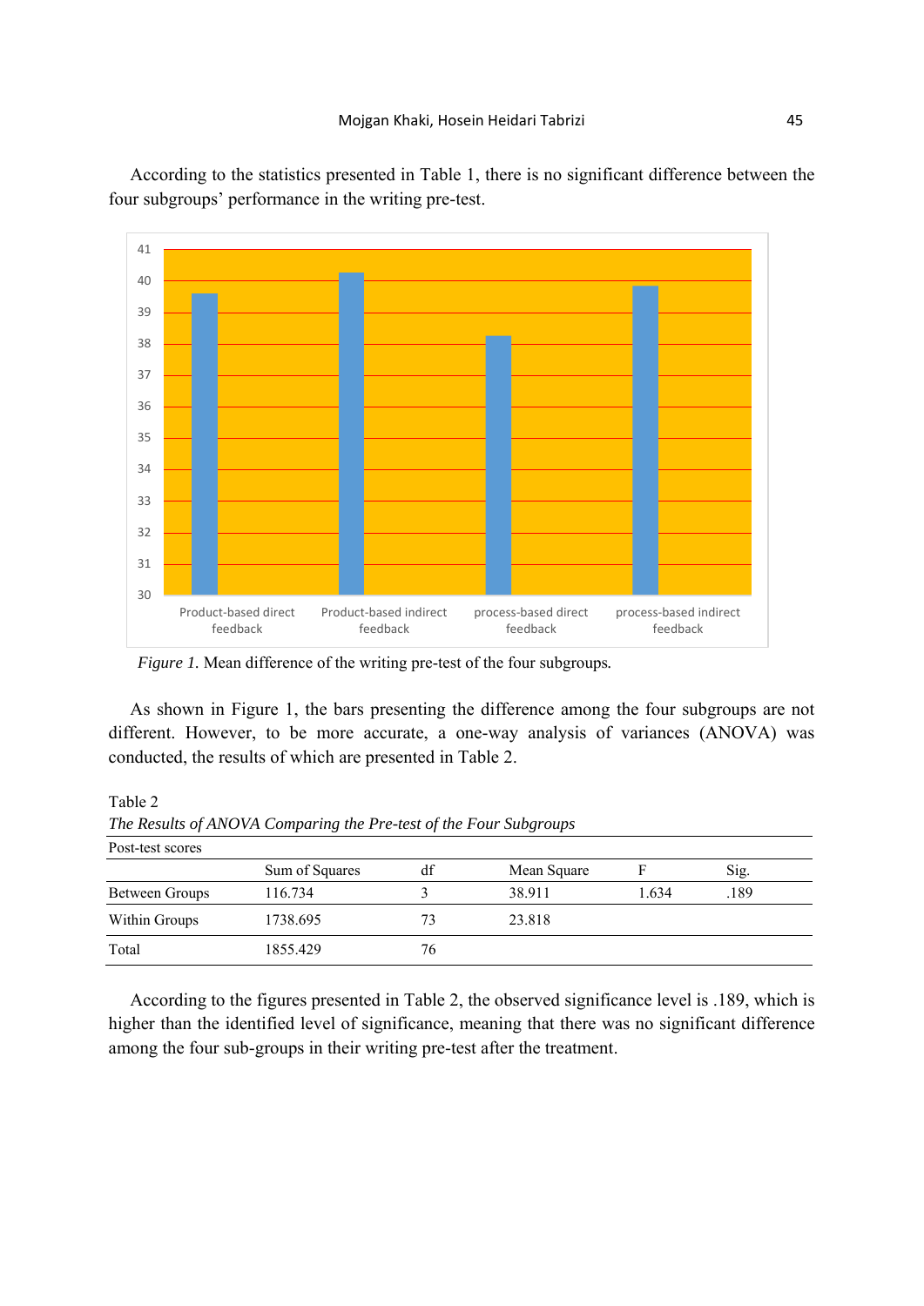According to the statistics presented in Table 1, there is no significant difference between the four subgroups' performance in the writing pre-test.

*Figure 1.* Mean difference of the writing pre-test of the four subgroups.

As shown in Figure 1, the bars presenting the difference among the four subgroups are not different. However, to be more accurate, a one-way analysis of variances (ANOVA) was conducted, the results of which are presented in Table 2.

Table 2

*The Results of ANOVA Comparing the Pre-test of the Four Subgroups*

Post-test scores

| | Sum of Squares | df | Mean Square | F | Sig. |
|---|---|---|---|---|---|
| Between Groups | 116.734 | 3 | 38.911 | 1.634 | .189 |
| Within Groups | 1738.695 | 73 | 23.818 | | |
| Total | 1855.429 | 76 | | | |

According to the figures presented in Table 2, the observed significance level is .189, which is higher than the identified level of significance, meaning that there was no significant difference among the four sub-groups in their writing pre-test after the treatment.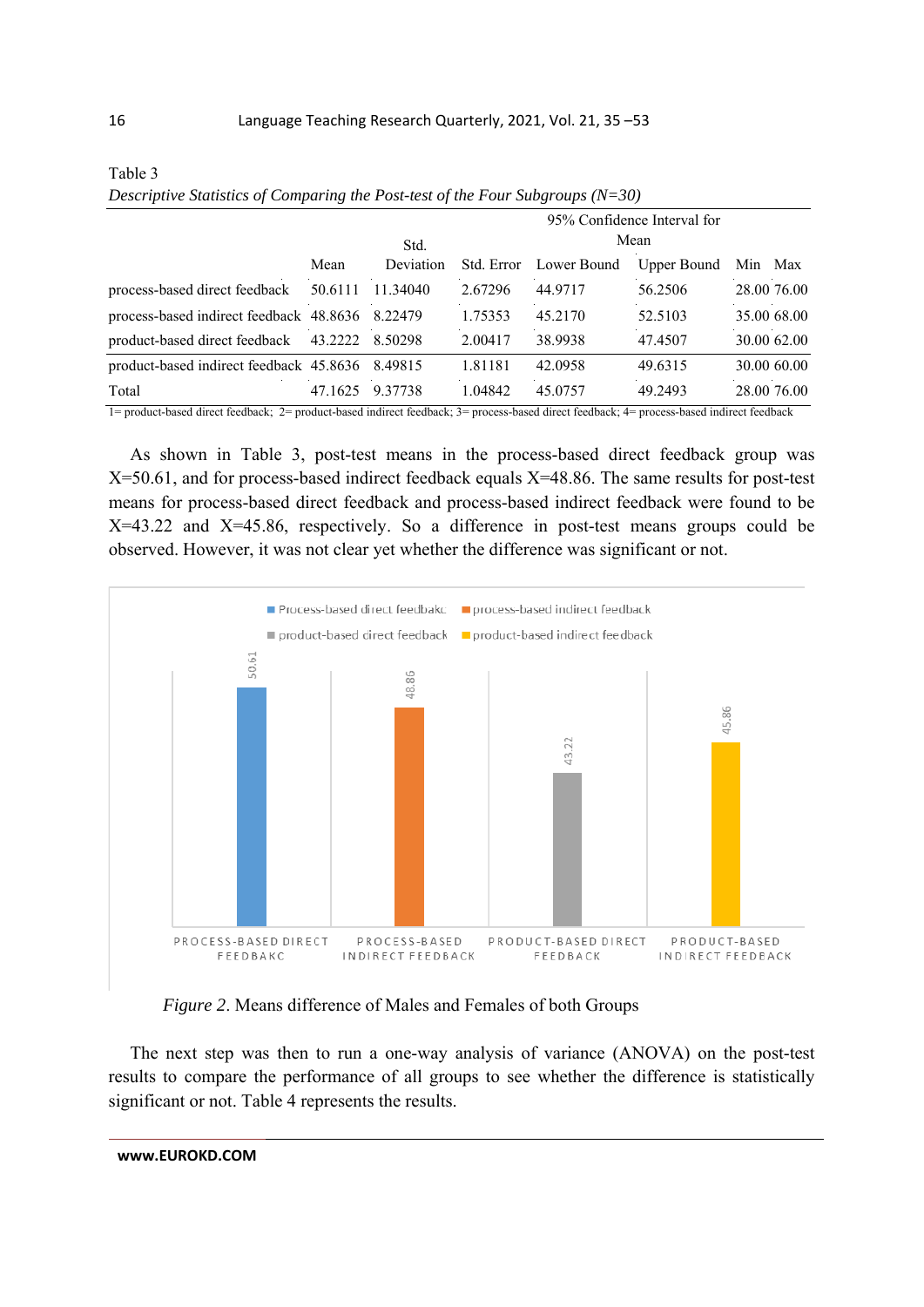Table 3

*Descriptive Statistics of Comparing the Post-test of the Four Subgroups (N=30)*

| | Mean | Std. Deviation | Std. Error | 95% Confidence Interval for Mean | | Min | Max |
|---|---|---|---|---|---|---|---|
| | | | | Lower Bound | Upper Bound | | |
| process-based direct feedback | 50.6111 | 11.34040 | 2.67296 | 44.9717 | 56.2506 | 28.00 | 76.00 |
| process-based indirect feedback | 48.8636 | 8.22479 | 1.75353 | 45.2170 | 52.5103 | 35.00 | 68.00 |
| product-based direct feedback | 43.2222 | 8.50298 | 2.00417 | 38.9938 | 47.4507 | 30.00 | 62.00 |
| product-based indirect feedback | 45.8636 | 8.49815 | 1.81181 | 42.0958 | 49.6315 | 30.00 | 60.00 |
| Total | 47.1625 | 9.37738 | 1.04842 | 45.0757 | 49.2493 | 28.00 | 76.00 |

1= product-based direct feedback; 2= product-based indirect feedback; 3= process-based direct feedback; 4= process-based indirect feedback

As shown in Table 3, post-test means in the process-based direct feedback group was X=50.61, and for process-based indirect feedback equals X=48.86. The same results for post-test means for process-based direct feedback and process-based indirect feedback were found to be X=43.22 and X=45.86, respectively. So a difference in post-test means groups could be observed. However, it was not clear yet whether the difference was significant or not.

*Figure 2*. Means difference of Males and Females of both Groups

The next step was then to run a one-way analysis of variance (ANOVA) on the post-test results to compare the performance of all groups to see whether the difference is statistically significant or not. Table 4 represents the results.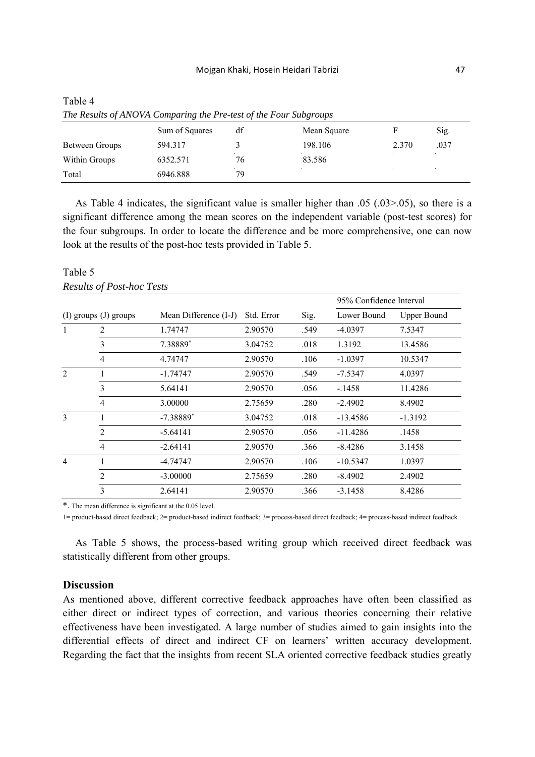Table 4
*The Results of ANOVA Comparing the Pre-test of the Four Subgroups*

| | Sum of Squares | df | Mean Square | F | Sig. |
|---|---|---|---|---|---|
| Between Groups | 594.317 | 3 | 198.106 | 2.370 | .037 |
| Within Groups | 6352.571 | 76 | 83.586 | | |
| Total | 6946.888 | 79 | | | |

As Table 4 indicates, the significant value is smaller higher than .05 (.03>.05), so there is a significant difference among the mean scores on the independent variable (post-test scores) for the four subgroups. In order to locate the difference and be more comprehensive, one can now look at the results of the post-hoc tests provided in Table 5.

Table 5
*Results of Post-hoc Tests*

| (I) groups | (J) groups | Mean Difference (I-J) | Std. Error | Sig. | 95% Confidence Interval Lower Bound | 95% Confidence Interval Upper Bound |
|---|---|---|---|---|---|---|
| 1 | 2 | 1.74747 | 2.90570 | .549 | -4.0397 | 7.5347 |
| | 3 | 7.38889* | 3.04752 | .018 | 1.3192 | 13.4586 |
| | 4 | 4.74747 | 2.90570 | .106 | -1.0397 | 10.5347 |
| 2 | 1 | -1.74747 | 2.90570 | .549 | -7.5347 | 4.0397 |
| | 3 | 5.64141 | 2.90570 | .056 | -.1458 | 11.4286 |
| | 4 | 3.00000 | 2.75659 | .280 | -2.4902 | 8.4902 |
| 3 | 1 | -7.38889* | 3.04752 | .018 | -13.4586 | -1.3192 |
| | 2 | -5.64141 | 2.90570 | .056 | -11.4286 | .1458 |
| | 4 | -2.64141 | 2.90570 | .366 | -8.4286 | 3.1458 |
| 4 | 1 | -4.74747 | 2.90570 | .106 | -10.5347 | 1.0397 |
| | 2 | -3.00000 | 2.75659 | .280 | -8.4902 | 2.4902 |
| | 3 | 2.64141 | 2.90570 | .366 | -3.1458 | 8.4286 |

*. The mean difference is significant at the 0.05 level.

1= product-based direct feedback; 2= product-based indirect feedback; 3= process-based direct feedback; 4= process-based indirect feedback

As Table 5 shows, the process-based writing group which received direct feedback was statistically different from other groups.

## Discussion

As mentioned above, different corrective feedback approaches have often been classified as either direct or indirect types of correction, and various theories concerning their relative effectiveness have been investigated. A large number of studies aimed to gain insights into the differential effects of direct and indirect CF on learners' written accuracy development. Regarding the fact that the insights from recent SLA oriented corrective feedback studies greatly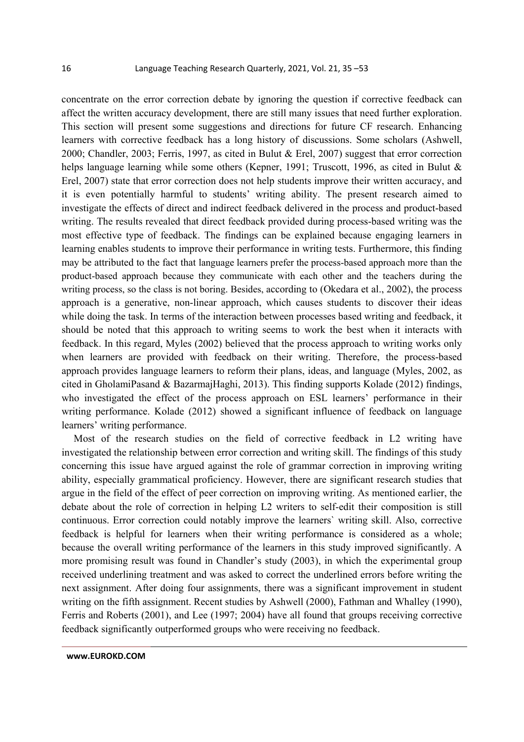concentrate on the error correction debate by ignoring the question if corrective feedback can affect the written accuracy development, there are still many issues that need further exploration. This section will present some suggestions and directions for future CF research. Enhancing learners with corrective feedback has a long history of discussions. Some scholars (Ashwell, 2000; Chandler, 2003; Ferris, 1997, as cited in Bulut & Erel, 2007) suggest that error correction helps language learning while some others (Kepner, 1991; Truscott, 1996, as cited in Bulut & Erel, 2007) state that error correction does not help students improve their written accuracy, and it is even potentially harmful to students' writing ability. The present research aimed to investigate the effects of direct and indirect feedback delivered in the process and product-based writing. The results revealed that direct feedback provided during process-based writing was the most effective type of feedback. The findings can be explained because engaging learners in learning enables students to improve their performance in writing tests. Furthermore, this finding may be attributed to the fact that language learners prefer the process-based approach more than the product-based approach because they communicate with each other and the teachers during the writing process, so the class is not boring. Besides, according to (Okedara et al., 2002), the process approach is a generative, non-linear approach, which causes students to discover their ideas while doing the task. In terms of the interaction between processes based writing and feedback, it should be noted that this approach to writing seems to work the best when it interacts with feedback. In this regard, Myles (2002) believed that the process approach to writing works only when learners are provided with feedback on their writing. Therefore, the process-based approach provides language learners to reform their plans, ideas, and language (Myles, 2002, as cited in GholamiPasand & BazarmajHaghi, 2013). This finding supports Kolade (2012) findings, who investigated the effect of the process approach on ESL learners' performance in their writing performance. Kolade (2012) showed a significant influence of feedback on language learners' writing performance.

Most of the research studies on the field of corrective feedback in L2 writing have investigated the relationship between error correction and writing skill. The findings of this study concerning this issue have argued against the role of grammar correction in improving writing ability, especially grammatical proficiency. However, there are significant research studies that argue in the field of the effect of peer correction on improving writing. As mentioned earlier, the debate about the role of correction in helping L2 writers to self-edit their composition is still continuous. Error correction could notably improve the learners` writing skill. Also, corrective feedback is helpful for learners when their writing performance is considered as a whole; because the overall writing performance of the learners in this study improved significantly. A more promising result was found in Chandler's study (2003), in which the experimental group received underlining treatment and was asked to correct the underlined errors before writing the next assignment. After doing four assignments, there was a significant improvement in student writing on the fifth assignment. Recent studies by Ashwell (2000), Fathman and Whalley (1990), Ferris and Roberts (2001), and Lee (1997; 2004) have all found that groups receiving corrective feedback significantly outperformed groups who were receiving no feedback.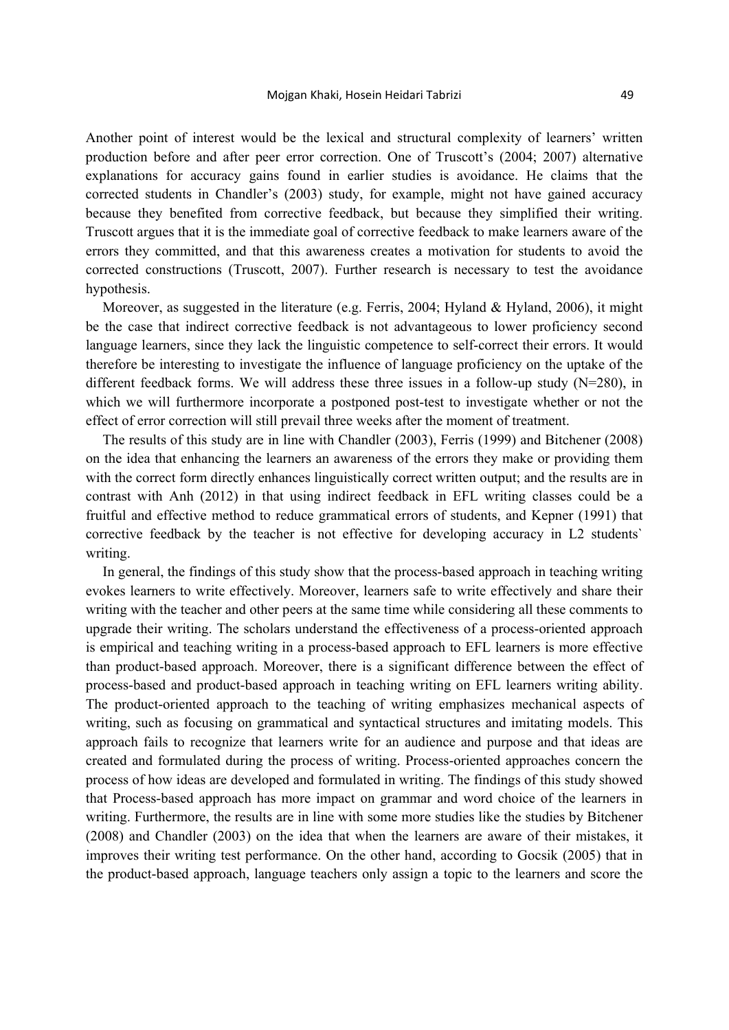Another point of interest would be the lexical and structural complexity of learners' written production before and after peer error correction. One of Truscott's (2004; 2007) alternative explanations for accuracy gains found in earlier studies is avoidance. He claims that the corrected students in Chandler's (2003) study, for example, might not have gained accuracy because they benefited from corrective feedback, but because they simplified their writing. Truscott argues that it is the immediate goal of corrective feedback to make learners aware of the errors they committed, and that this awareness creates a motivation for students to avoid the corrected constructions (Truscott, 2007). Further research is necessary to test the avoidance hypothesis.

Moreover, as suggested in the literature (e.g. Ferris, 2004; Hyland & Hyland, 2006), it might be the case that indirect corrective feedback is not advantageous to lower proficiency second language learners, since they lack the linguistic competence to self-correct their errors. It would therefore be interesting to investigate the influence of language proficiency on the uptake of the different feedback forms. We will address these three issues in a follow-up study (N=280), in which we will furthermore incorporate a postponed post-test to investigate whether or not the effect of error correction will still prevail three weeks after the moment of treatment.

The results of this study are in line with Chandler (2003), Ferris (1999) and Bitchener (2008) on the idea that enhancing the learners an awareness of the errors they make or providing them with the correct form directly enhances linguistically correct written output; and the results are in contrast with Anh (2012) in that using indirect feedback in EFL writing classes could be a fruitful and effective method to reduce grammatical errors of students, and Kepner (1991) that corrective feedback by the teacher is not effective for developing accuracy in L2 students` writing.

In general, the findings of this study show that the process-based approach in teaching writing evokes learners to write effectively. Moreover, learners safe to write effectively and share their writing with the teacher and other peers at the same time while considering all these comments to upgrade their writing. The scholars understand the effectiveness of a process-oriented approach is empirical and teaching writing in a process-based approach to EFL learners is more effective than product-based approach. Moreover, there is a significant difference between the effect of process-based and product-based approach in teaching writing on EFL learners writing ability. The product-oriented approach to the teaching of writing emphasizes mechanical aspects of writing, such as focusing on grammatical and syntactical structures and imitating models. This approach fails to recognize that learners write for an audience and purpose and that ideas are created and formulated during the process of writing. Process-oriented approaches concern the process of how ideas are developed and formulated in writing. The findings of this study showed that Process-based approach has more impact on grammar and word choice of the learners in writing. Furthermore, the results are in line with some more studies like the studies by Bitchener (2008) and Chandler (2003) on the idea that when the learners are aware of their mistakes, it improves their writing test performance. On the other hand, according to Gocsik (2005) that in the product-based approach, language teachers only assign a topic to the learners and score the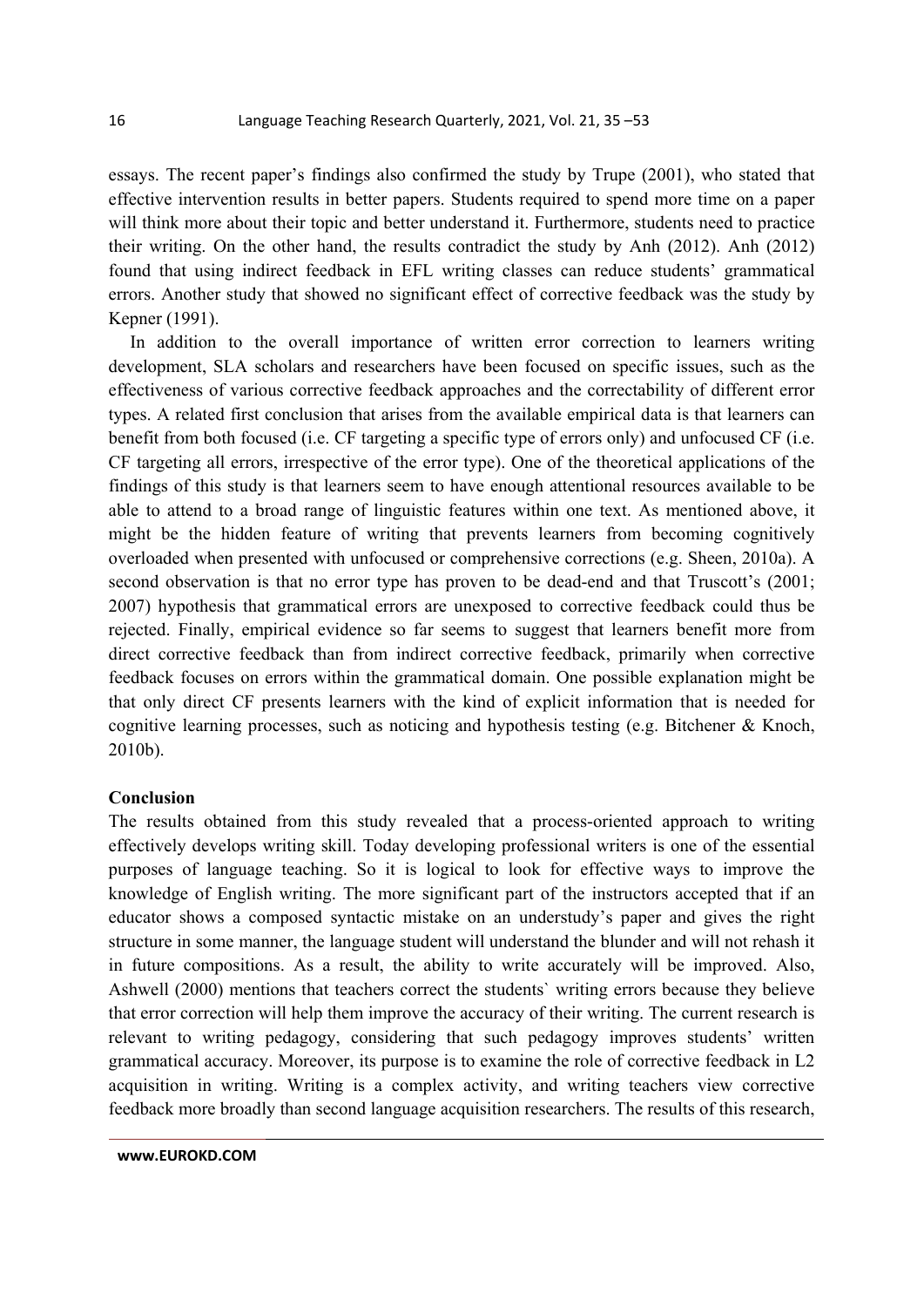essays. The recent paper's findings also confirmed the study by Trupe (2001), who stated that effective intervention results in better papers. Students required to spend more time on a paper will think more about their topic and better understand it. Furthermore, students need to practice their writing. On the other hand, the results contradict the study by Anh (2012). Anh (2012) found that using indirect feedback in EFL writing classes can reduce students' grammatical errors. Another study that showed no significant effect of corrective feedback was the study by Kepner (1991).

In addition to the overall importance of written error correction to learners writing development, SLA scholars and researchers have been focused on specific issues, such as the effectiveness of various corrective feedback approaches and the correctability of different error types. A related first conclusion that arises from the available empirical data is that learners can benefit from both focused (i.e. CF targeting a specific type of errors only) and unfocused CF (i.e. CF targeting all errors, irrespective of the error type). One of the theoretical applications of the findings of this study is that learners seem to have enough attentional resources available to be able to attend to a broad range of linguistic features within one text. As mentioned above, it might be the hidden feature of writing that prevents learners from becoming cognitively overloaded when presented with unfocused or comprehensive corrections (e.g. Sheen, 2010a). A second observation is that no error type has proven to be dead-end and that Truscott's (2001; 2007) hypothesis that grammatical errors are unexposed to corrective feedback could thus be rejected. Finally, empirical evidence so far seems to suggest that learners benefit more from direct corrective feedback than from indirect corrective feedback, primarily when corrective feedback focuses on errors within the grammatical domain. One possible explanation might be that only direct CF presents learners with the kind of explicit information that is needed for cognitive learning processes, such as noticing and hypothesis testing (e.g. Bitchener & Knoch, 2010b).

## Conclusion

The results obtained from this study revealed that a process-oriented approach to writing effectively develops writing skill. Today developing professional writers is one of the essential purposes of language teaching. So it is logical to look for effective ways to improve the knowledge of English writing. The more significant part of the instructors accepted that if an educator shows a composed syntactic mistake on an understudy's paper and gives the right structure in some manner, the language student will understand the blunder and will not rehash it in future compositions. As a result, the ability to write accurately will be improved. Also, Ashwell (2000) mentions that teachers correct the students` writing errors because they believe that error correction will help them improve the accuracy of their writing. The current research is relevant to writing pedagogy, considering that such pedagogy improves students' written grammatical accuracy. Moreover, its purpose is to examine the role of corrective feedback in L2 acquisition in writing. Writing is a complex activity, and writing teachers view corrective feedback more broadly than second language acquisition researchers. The results of this research,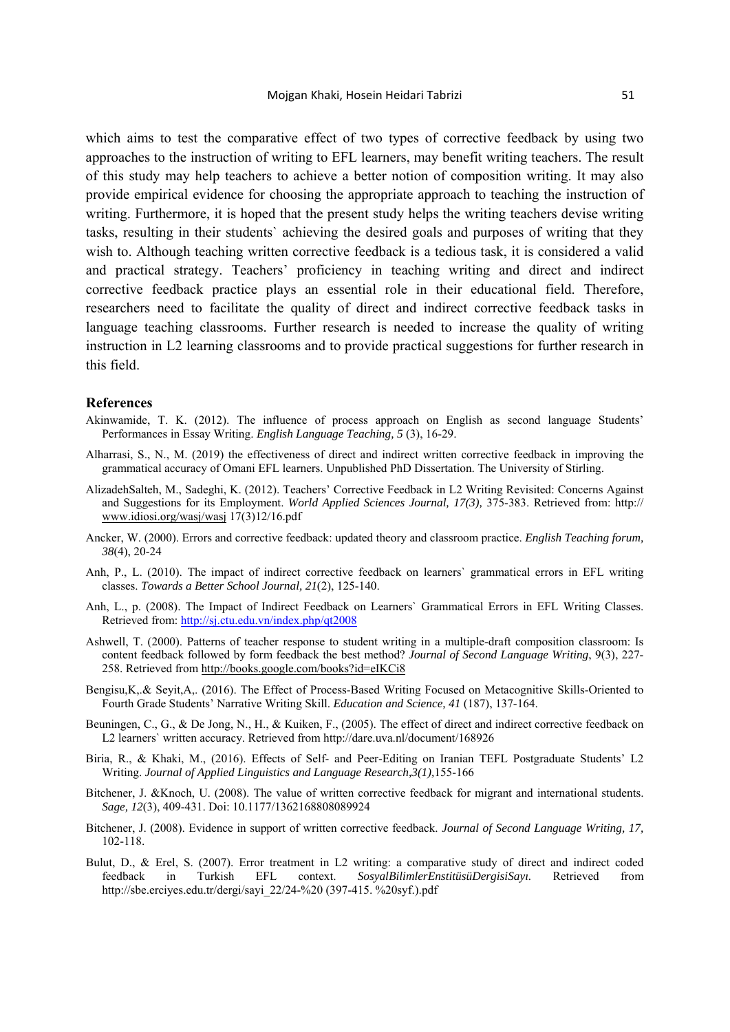which aims to test the comparative effect of two types of corrective feedback by using two approaches to the instruction of writing to EFL learners, may benefit writing teachers. The result of this study may help teachers to achieve a better notion of composition writing. It may also provide empirical evidence for choosing the appropriate approach to teaching the instruction of writing. Furthermore, it is hoped that the present study helps the writing teachers devise writing tasks, resulting in their students` achieving the desired goals and purposes of writing that they wish to. Although teaching written corrective feedback is a tedious task, it is considered a valid and practical strategy. Teachers' proficiency in teaching writing and direct and indirect corrective feedback practice plays an essential role in their educational field. Therefore, researchers need to facilitate the quality of direct and indirect corrective feedback tasks in language teaching classrooms. Further research is needed to increase the quality of writing instruction in L2 learning classrooms and to provide practical suggestions for further research in this field.

## References

Akinwamide, T. K. (2012). The influence of process approach on English as second language Students' Performances in Essay Writing. *English Language Teaching, 5* (3), 16-29.

Alharrasi, S., N., M. (2019) the effectiveness of direct and indirect written corrective feedback in improving the grammatical accuracy of Omani EFL learners. Unpublished PhD Dissertation. The University of Stirling.

AlizadehSalteh, M., Sadeghi, K. (2012). Teachers' Corrective Feedback in L2 Writing Revisited: Concerns Against and Suggestions for its Employment. *World Applied Sciences Journal, 17(3),* 375-383. Retrieved from: http://www.idiosi.org/wasj/wasj 17(3)12/16.pdf

Ancker, W. (2000). Errors and corrective feedback: updated theory and classroom practice. *English Teaching forum, 38*(4), 20-24

Anh, P., L. (2010). The impact of indirect corrective feedback on learners` grammatical errors in EFL writing classes. *Towards a Better School Journal, 21*(2), 125-140.

Anh, L., p. (2008). The Impact of Indirect Feedback on Learners` Grammatical Errors in EFL Writing Classes. Retrieved from: http://sj.ctu.edu.vn/index.php/qt2008

Ashwell, T. (2000). Patterns of teacher response to student writing in a multiple-draft composition classroom: Is content feedback followed by form feedback the best method? *Journal of Second Language Writing*, 9(3), 227-258. Retrieved from http://books.google.com/books?id=eIKCi8

Bengisu,K,.& Seyit,A,. (2016). The Effect of Process-Based Writing Focused on Metacognitive Skills-Oriented to Fourth Grade Students' Narrative Writing Skill. *Education and Science, 41* (187), 137-164.

Beuningen, C., G., & De Jong, N., H., & Kuiken, F., (2005). The effect of direct and indirect corrective feedback on L2 learners` written accuracy. Retrieved from http://dare.uva.nl/document/168926

Biria, R., & Khaki, M., (2016). Effects of Self- and Peer-Editing on Iranian TEFL Postgraduate Students' L2 Writing. *Journal of Applied Linguistics and Language Research,3(1),*155-166

Bitchener, J. &Knoch, U. (2008). The value of written corrective feedback for migrant and international students. *Sage, 12*(3), 409-431. Doi: 10.1177/1362168808089924

Bitchener, J. (2008). Evidence in support of written corrective feedback. *Journal of Second Language Writing, 17,* 102-118.

Bulut, D., & Erel, S. (2007). Error treatment in L2 writing: a comparative study of direct and indirect coded feedback in Turkish EFL context. *SosyalBilimlerEnstitüsüDergisiSayı.* Retrieved from http://sbe.erciyes.edu.tr/dergi/sayi_22/24-%20 (397-415. %20syf.).pdf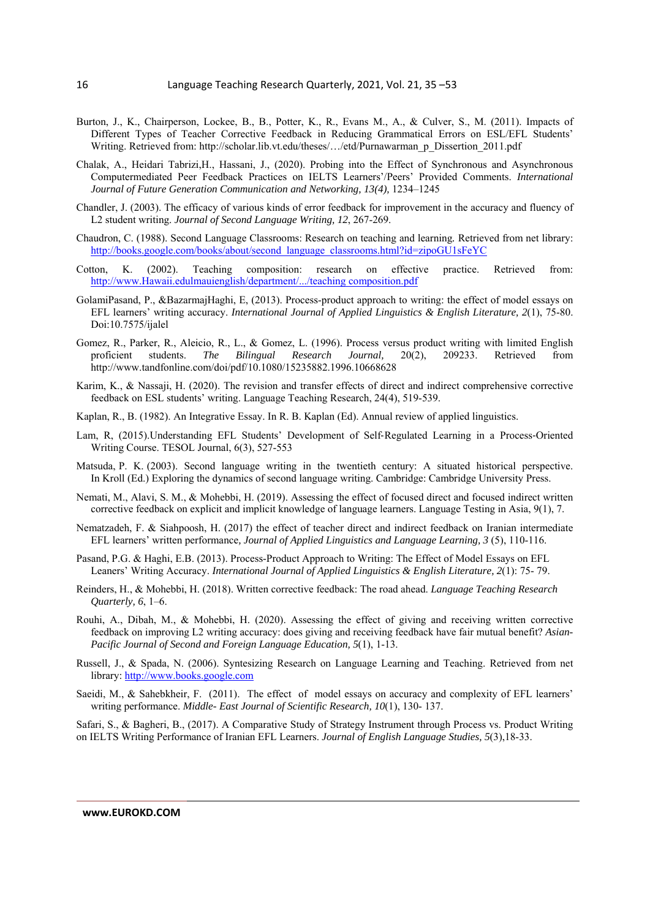Burton, J., K., Chairperson, Lockee, B., B., Potter, K., R., Evans M., A., & Culver, S., M. (2011). Impacts of Different Types of Teacher Corrective Feedback in Reducing Grammatical Errors on ESL/EFL Students' Writing. Retrieved from: http://scholar.lib.vt.edu/theses/…/etd/Purnawarman_p_Dissertion_2011.pdf

Chalak, A., Heidari Tabrizi,H., Hassani, J., (2020). Probing into the Effect of Synchronous and Asynchronous Computermediated Peer Feedback Practices on IELTS Learners'/Peers' Provided Comments. *International Journal of Future Generation Communication and Networking, 13(4),* 1234–1245

Chandler, J. (2003). The efficacy of various kinds of error feedback for improvement in the accuracy and fluency of L2 student writing. *Journal of Second Language Writing, 12*, 267-269.

Chaudron, C. (1988). Second Language Classrooms: Research on teaching and learning. Retrieved from net library: http://books.google.com/books/about/second_language_classrooms.html?id=zipoGU1sFeYC

Cotton, K. (2002). Teaching composition: research on effective practice. Retrieved from: http://www.Hawaii.edulmauienglish/department/.../teaching composition.pdf

GolamiPasand, P., &BazarmajHaghi, E, (2013). Process-product approach to writing: the effect of model essays on EFL learners' writing accuracy. *International Journal of Applied Linguistics & English Literature, 2*(1), 75-80. Doi:10.7575/ijalel

Gomez, R., Parker, R., Aleicio, R., L., & Gomez, L. (1996). Process versus product writing with limited English proficient students. *The Bilingual Research Journal,* 20(2), 209233. Retrieved from http://www.tandfonline.com/doi/pdf/10.1080/15235882.1996.10668628

Karim, K., & Nassaji, H. (2020). The revision and transfer effects of direct and indirect comprehensive corrective feedback on ESL students' writing. Language Teaching Research, 24(4), 519-539.

Kaplan, R., B. (1982). An Integrative Essay. In R. B. Kaplan (Ed). Annual review of applied linguistics.

Lam, R, (2015).Understanding EFL Students' Development of Self-Regulated Learning in a Process-Oriented Writing Course. TESOL Journal, 6(3), 527-553

Matsuda, P. K. (2003). Second language writing in the twentieth century: A situated historical perspective. In Kroll (Ed.) Exploring the dynamics of second language writing. Cambridge: Cambridge University Press.

Nemati, M., Alavi, S. M., & Mohebbi, H. (2019). Assessing the effect of focused direct and focused indirect written corrective feedback on explicit and implicit knowledge of language learners. Language Testing in Asia, 9(1), 7.

Nematzadeh, F. & Siahpoosh, H. (2017) the effect of teacher direct and indirect feedback on Iranian intermediate EFL learners' written performance*, Journal of Applied Linguistics and Language Learning, 3* (5), 110-116.

Pasand, P.G. & Haghi, E.B. (2013). Process-Product Approach to Writing: The Effect of Model Essays on EFL Leaners' Writing Accuracy. *International Journal of Applied Linguistics & English Literature, 2*(1): 75- 79.

Reinders, H., & Mohebbi, H. (2018). Written corrective feedback: The road ahead. *Language Teaching Research Quarterly, 6*, 1–6.

Rouhi, A., Dibah, M., & Mohebbi, H. (2020). Assessing the effect of giving and receiving written corrective feedback on improving L2 writing accuracy: does giving and receiving feedback have fair mutual benefit? *Asian-Pacific Journal of Second and Foreign Language Education, 5*(1), 1-13.

Russell, J., & Spada, N. (2006). Syntesizing Research on Language Learning and Teaching. Retrieved from net library: http://www.books.google.com

Saeidi, M., & Sahebkheir, F. (2011). The effect of model essays on accuracy and complexity of EFL learners' writing performance. *Middle- East Journal of Scientific Research, 10*(1), 130- 137.

Safari, S., & Bagheri, B., (2017). A Comparative Study of Strategy Instrument through Process vs. Product Writing on IELTS Writing Performance of Iranian EFL Learners. *Journal of English Language Studies, 5*(3),18-33.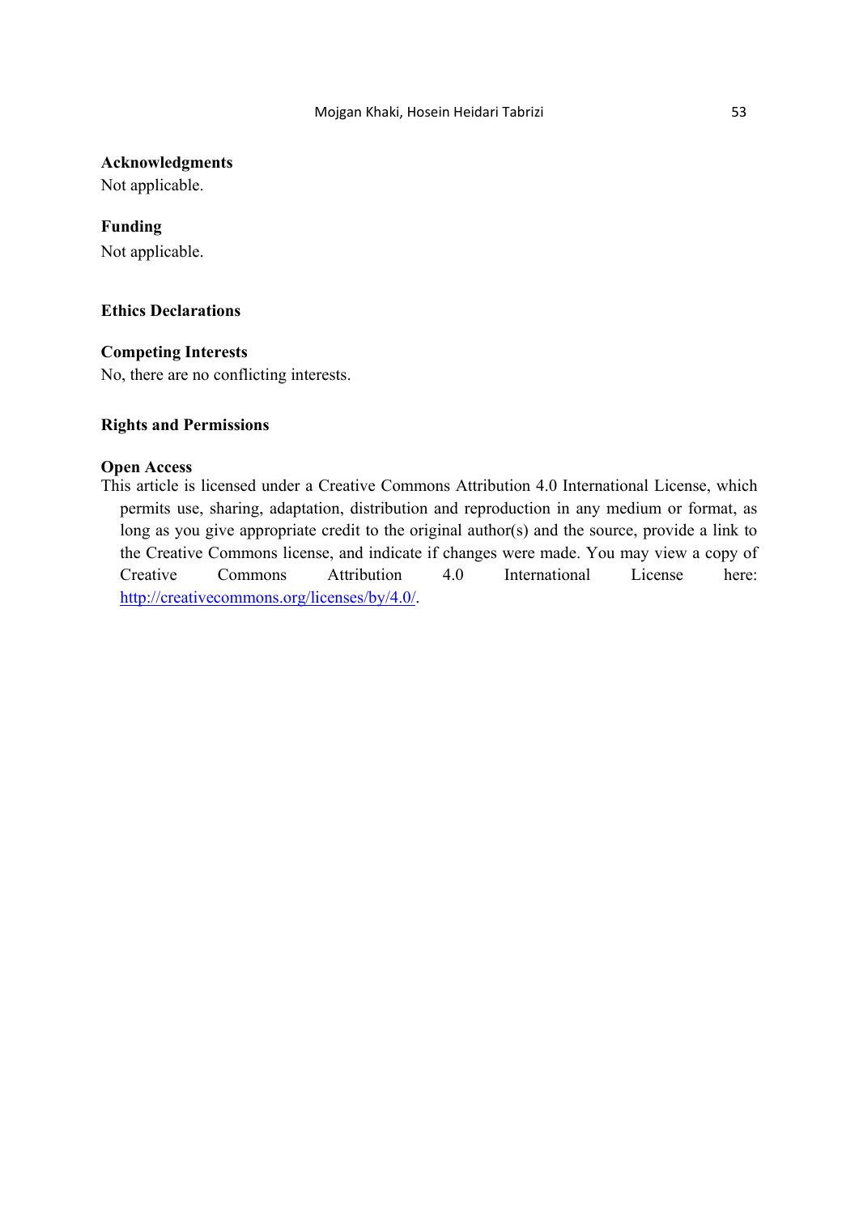## Acknowledgments

Not applicable.

## Funding

Not applicable.

## Ethics Declarations

### Competing Interests

No, there are no conflicting interests.

## Rights and Permissions

### Open Access

This article is licensed under a Creative Commons Attribution 4.0 International License, which permits use, sharing, adaptation, distribution and reproduction in any medium or format, as long as you give appropriate credit to the original author(s) and the source, provide a link to the Creative Commons license, and indicate if changes were made. You may view a copy of Creative Commons Attribution 4.0 International License here: http://creativecommons.org/licenses/by/4.0/.